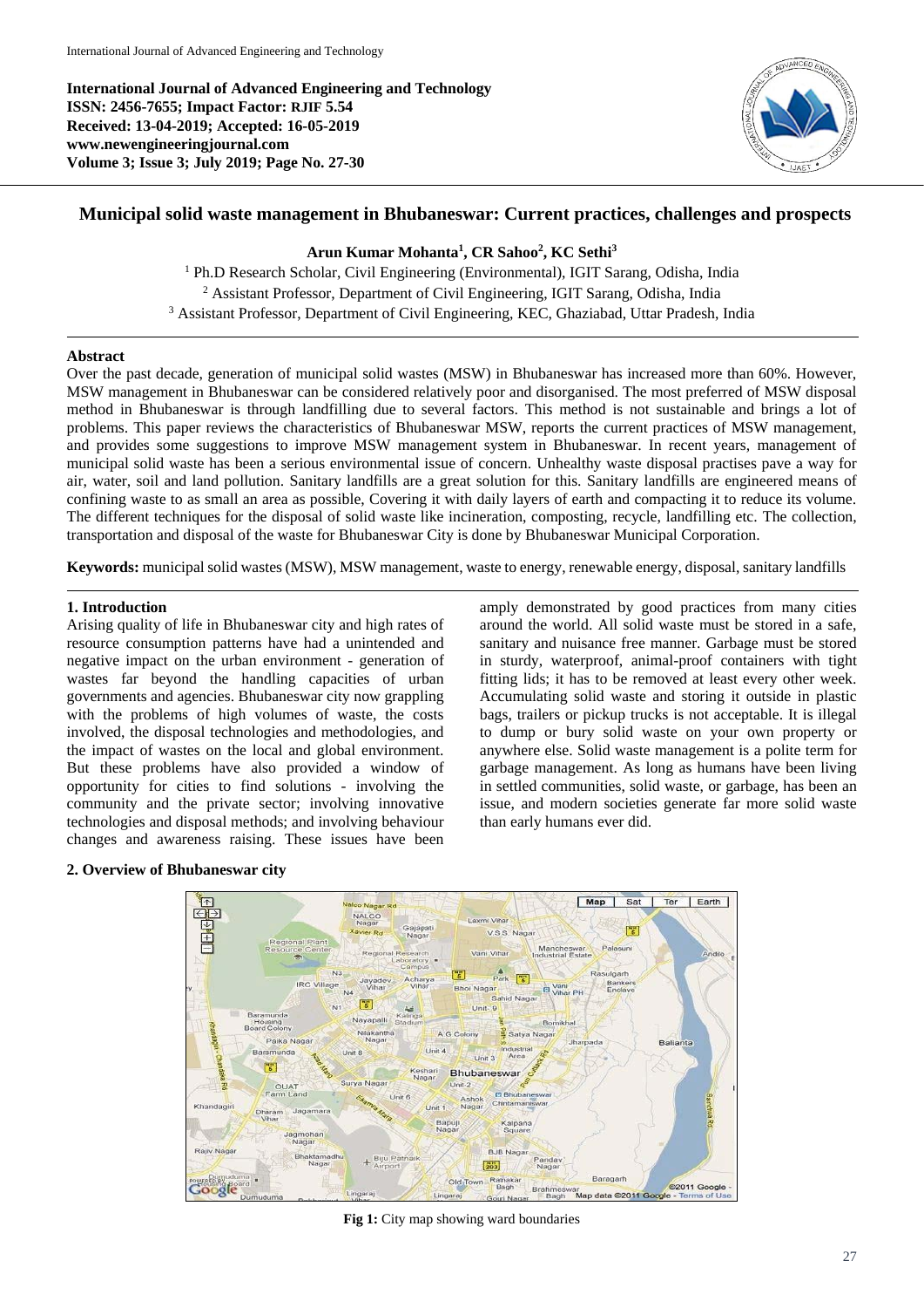**International Journal of Advanced Engineering and Technology**
**ISSN: 2456-7655; Impact Factor: RJIF 5.54**
**Received: 13-04-2019; Accepted: 16-05-2019**
**www.newengineeringjournal.com**
**Volume 3; Issue 3; July 2019; Page No. 27-30**

# Municipal solid waste management in Bhubaneswar: Current practices, challenges and prospects

**Arun Kumar Mohanta[1], CR Sahoo[2], KC Sethi[3]**

[1] Ph.D Research Scholar, Civil Engineering (Environmental), IGIT Sarang, Odisha, India
[2] Assistant Professor, Department of Civil Engineering, IGIT Sarang, Odisha, India
[3] Assistant Professor, Department of Civil Engineering, KEC, Ghaziabad, Uttar Pradesh, India

## Abstract

Over the past decade, generation of municipal solid wastes (MSW) in Bhubaneswar has increased more than 60%. However, MSW management in Bhubaneswar can be considered relatively poor and disorganised. The most preferred of MSW disposal method in Bhubaneswar is through landfilling due to several factors. This method is not sustainable and brings a lot of problems. This paper reviews the characteristics of Bhubaneswar MSW, reports the current practices of MSW management, and provides some suggestions to improve MSW management system in Bhubaneswar. In recent years, management of municipal solid waste has been a serious environmental issue of concern. Unhealthy waste disposal practises pave a way for air, water, soil and land pollution. Sanitary landfills are a great solution for this. Sanitary landfills are engineered means of confining waste to as small an area as possible, Covering it with daily layers of earth and compacting it to reduce its volume. The different techniques for the disposal of solid waste like incineration, composting, recycle, landfilling etc. The collection, transportation and disposal of the waste for Bhubaneswar City is done by Bhubaneswar Municipal Corporation.

**Keywords:** municipal solid wastes (MSW), MSW management, waste to energy, renewable energy, disposal, sanitary landfills

## 1. Introduction

Arising quality of life in Bhubaneswar city and high rates of resource consumption patterns have had a unintended and negative impact on the urban environment - generation of wastes far beyond the handling capacities of urban governments and agencies. Bhubaneswar city now grappling with the problems of high volumes of waste, the costs involved, the disposal technologies and methodologies, and the impact of wastes on the local and global environment. But these problems have also provided a window of opportunity for cities to find solutions - involving the community and the private sector; involving innovative technologies and disposal methods; and involving behaviour changes and awareness raising. These issues have been amply demonstrated by good practices from many cities around the world. All solid waste must be stored in a safe, sanitary and nuisance free manner. Garbage must be stored in sturdy, waterproof, animal-proof containers with tight fitting lids; it has to be removed at least every other week. Accumulating solid waste and storing it outside in plastic bags, trailers or pickup trucks is not acceptable. It is illegal to dump or bury solid waste on your own property or anywhere else. Solid waste management is a polite term for garbage management. As long as humans have been living in settled communities, solid waste, or garbage, has been an issue, and modern societies generate far more solid waste than early humans ever did.

## 2. Overview of Bhubaneswar city

**Fig 1:** City map showing ward boundaries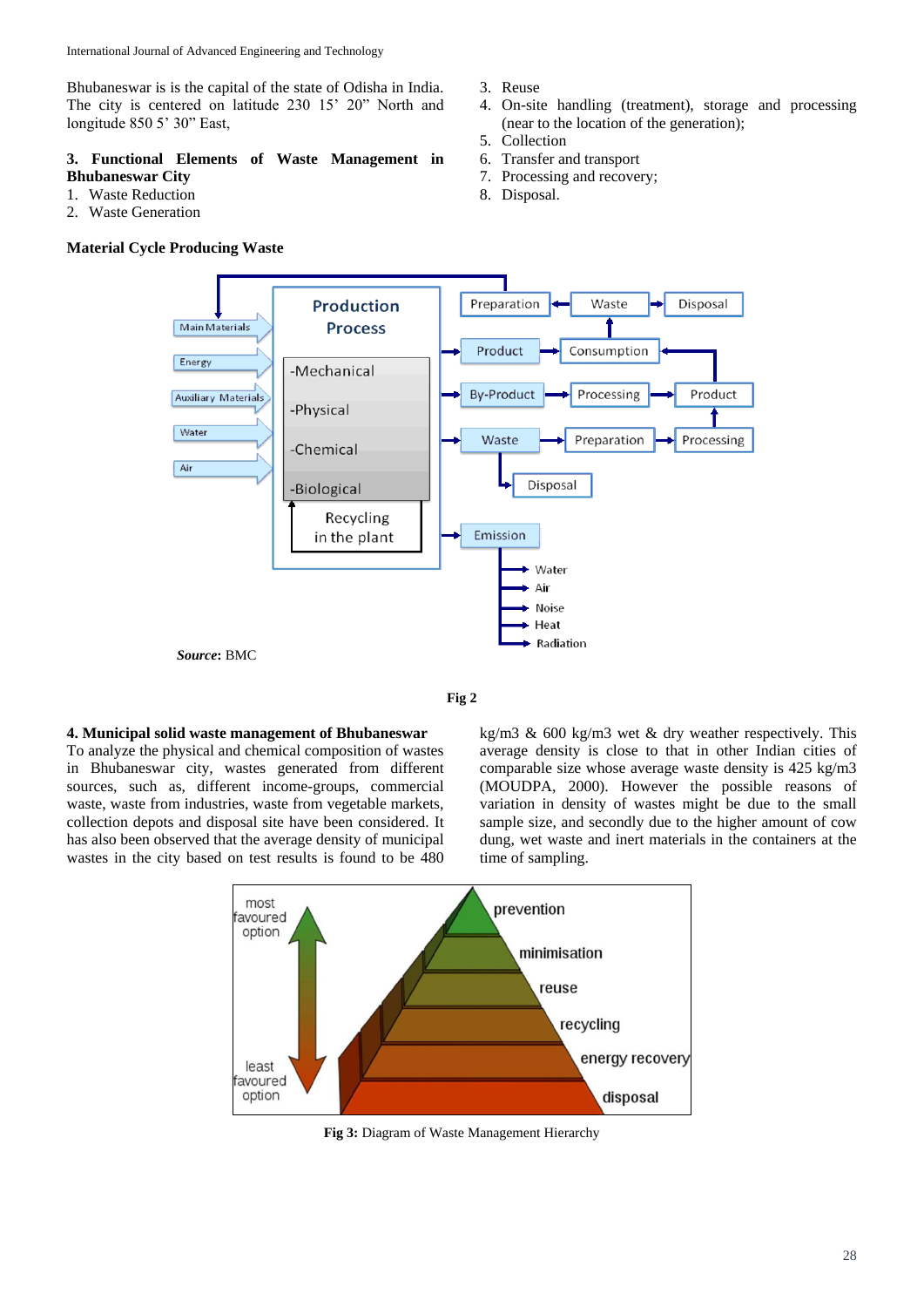Bhubaneswar is is the capital of the state of Odisha in India. The city is centered on latitude 230 15' 20" North and longitude 850 5' 30" East,

### 3. Functional Elements of Waste Management in Bhubaneswar City

1. Waste Reduction
2. Waste Generation
3. Reuse
4. On-site handling (treatment), storage and processing (near to the location of the generation);
5. Collection
6. Transfer and transport
7. Processing and recovery;
8. Disposal.

**Material Cycle Producing Waste**

***Source***: BMC

**Fig 2**

### 4. Municipal solid waste management of Bhubaneswar

To analyze the physical and chemical composition of wastes in Bhubaneswar city, wastes generated from different sources, such as, different income-groups, commercial waste, waste from industries, waste from vegetable markets, collection depots and disposal site have been considered. It has also been observed that the average density of municipal wastes in the city based on test results is found to be 480 kg/m3 & 600 kg/m3 wet & dry weather respectively. This average density is close to that in other Indian cities of comparable size whose average waste density is 425 kg/m3 (MOUDPA, 2000). However the possible reasons of variation in density of wastes might be due to the small sample size, and secondly due to the higher amount of cow dung, wet waste and inert materials in the containers at the time of sampling.

**Fig 3:** Diagram of Waste Management Hierarchy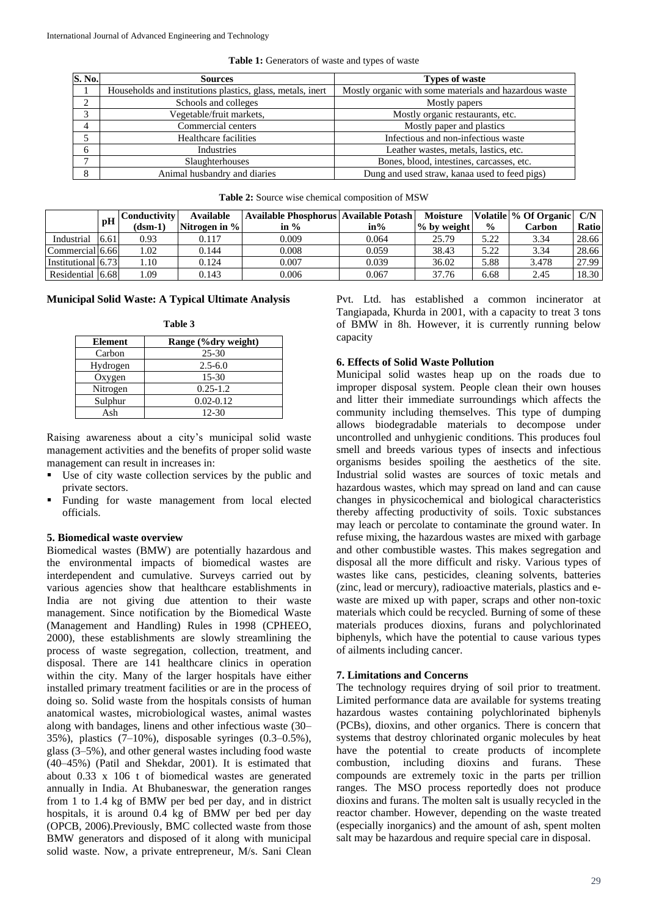**Table 1:** Generators of waste and types of waste

| S. No. | Sources | Types of waste |
|---|---|---|
| 1 | Households and institutions plastics, glass, metals, inert | Mostly organic with some materials and hazardous waste |
| 2 | Schools and colleges | Mostly papers |
| 3 | Vegetable/fruit markets, | Mostly organic restaurants, etc. |
| 4 | Commercial centers | Mostly paper and plastics |
| 5 | Healthcare facilities | Infectious and non-infectious waste |
| 6 | Industries | Leather wastes, metals, lastics, etc. |
| 7 | Slaughterhouses | Bones, blood, intestines, carcasses, etc. |
| 8 | Animal husbandry and diaries | Dung and used straw, kanaa used to feed pigs) |

**Table 2:** Source wise chemical composition of MSW

| | pH | Conductivity (dsm-1) | Available Nitrogen in % | Available Phosphorus in % | Available Potash in% | Moisture % by weight | Volatile % | % Of Organic Carbon | C/N Ratio |
|---|---|---|---|---|---|---|---|---|---|
| Industrial | 6.61 | 0.93 | 0.117 | 0.009 | 0.064 | 25.79 | 5.22 | 3.34 | 28.66 |
| Commercial | 6.66 | 1.02 | 0.144 | 0.008 | 0.059 | 38.43 | 5.22 | 3.34 | 28.66 |
| Institutional | 6.73 | 1.10 | 0.124 | 0.007 | 0.039 | 36.02 | 5.88 | 3.478 | 27.99 |
| Residential | 6.68 | 1.09 | 0.143 | 0.006 | 0.067 | 37.76 | 6.68 | 2.45 | 18.30 |

**Municipal Solid Waste: A Typical Ultimate Analysis**

**Table 3**

| Element | Range (%dry weight) |
|---|---|
| Carbon | 25-30 |
| Hydrogen | 2.5-6.0 |
| Oxygen | 15-30 |
| Nitrogen | 0.25-1.2 |
| Sulphur | 0.02-0.12 |
| Ash | 12-30 |

Raising awareness about a city's municipal solid waste management activities and the benefits of proper solid waste management can result in increases in:

- Use of city waste collection services by the public and private sectors.
- Funding for waste management from local elected officials.

### 5. Biomedical waste overview

Biomedical wastes (BMW) are potentially hazardous and the environmental impacts of biomedical wastes are interdependent and cumulative. Surveys carried out by various agencies show that healthcare establishments in India are not giving due attention to their waste management. Since notification by the Biomedical Waste (Management and Handling) Rules in 1998 (CPHEEO, 2000), these establishments are slowly streamlining the process of waste segregation, collection, treatment, and disposal. There are 141 healthcare clinics in operation within the city. Many of the larger hospitals have either installed primary treatment facilities or are in the process of doing so. Solid waste from the hospitals consists of human anatomical wastes, microbiological wastes, animal wastes along with bandages, linens and other infectious waste (30–35%), plastics (7–10%), disposable syringes (0.3–0.5%), glass (3–5%), and other general wastes including food waste (40–45%) (Patil and Shekdar, 2001). It is estimated that about 0.33 x 106 t of biomedical wastes are generated annually in India. At Bhubaneswar, the generation ranges from 1 to 1.4 kg of BMW per bed per day, and in district hospitals, it is around 0.4 kg of BMW per bed per day (OPCB, 2006).Previously, BMC collected waste from those BMW generators and disposed of it along with municipal solid waste. Now, a private entrepreneur, M/s. Sani Clean Pvt. Ltd. has established a common incinerator at Tangiapada, Khurda in 2001, with a capacity to treat 3 tons of BMW in 8h. However, it is currently running below capacity

### 6. Effects of Solid Waste Pollution

Municipal solid wastes heap up on the roads due to improper disposal system. People clean their own houses and litter their immediate surroundings which affects the community including themselves. This type of dumping allows biodegradable materials to decompose under uncontrolled and unhygienic conditions. This produces foul smell and breeds various types of insects and infectious organisms besides spoiling the aesthetics of the site. Industrial solid wastes are sources of toxic metals and hazardous wastes, which may spread on land and can cause changes in physicochemical and biological characteristics thereby affecting productivity of soils. Toxic substances may leach or percolate to contaminate the ground water. In refuse mixing, the hazardous wastes are mixed with garbage and other combustible wastes. This makes segregation and disposal all the more difficult and risky. Various types of wastes like cans, pesticides, cleaning solvents, batteries (zinc, lead or mercury), radioactive materials, plastics and e-waste are mixed up with paper, scraps and other non-toxic materials which could be recycled. Burning of some of these materials produces dioxins, furans and polychlorinated biphenyls, which have the potential to cause various types of ailments including cancer.

### 7. Limitations and Concerns

The technology requires drying of soil prior to treatment. Limited performance data are available for systems treating hazardous wastes containing polychlorinated biphenyls (PCBs), dioxins, and other organics. There is concern that systems that destroy chlorinated organic molecules by heat have the potential to create products of incomplete combustion, including dioxins and furans. These compounds are extremely toxic in the parts per trillion ranges. The MSO process reportedly does not produce dioxins and furans. The molten salt is usually recycled in the reactor chamber. However, depending on the waste treated (especially inorganics) and the amount of ash, spent molten salt may be hazardous and require special care in disposal.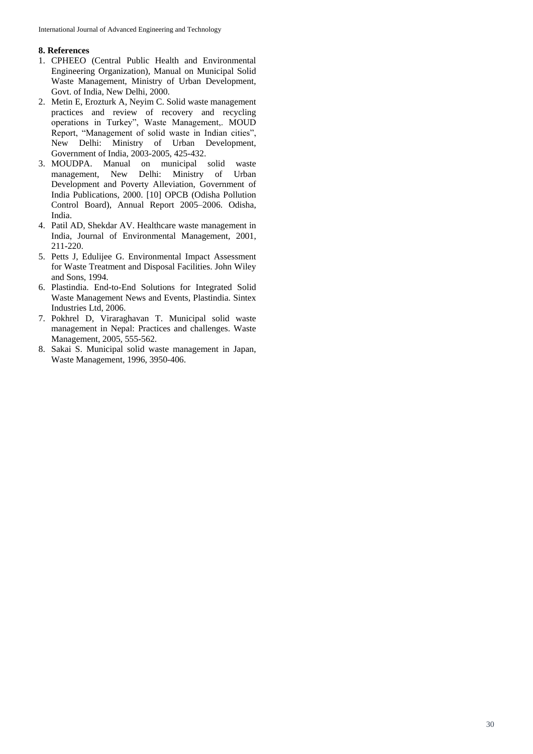## 8. References

1. CPHEEO (Central Public Health and Environmental Engineering Organization), Manual on Municipal Solid Waste Management, Ministry of Urban Development, Govt. of India, New Delhi, 2000.
2. Metin E, Erozturk A, Neyim C. Solid waste management practices and review of recovery and recycling operations in Turkey", Waste Management,. MOUD Report, "Management of solid waste in Indian cities", New Delhi: Ministry of Urban Development, Government of India, 2003-2005, 425-432.
3. MOUDPA. Manual on municipal solid waste management, New Delhi: Ministry of Urban Development and Poverty Alleviation, Government of India Publications, 2000. [10] OPCB (Odisha Pollution Control Board), Annual Report 2005–2006. Odisha, India.
4. Patil AD, Shekdar AV. Healthcare waste management in India, Journal of Environmental Management, 2001, 211-220.
5. Petts J, Edulijee G. Environmental Impact Assessment for Waste Treatment and Disposal Facilities. John Wiley and Sons, 1994.
6. Plastindia. End-to-End Solutions for Integrated Solid Waste Management News and Events, Plastindia. Sintex Industries Ltd, 2006.
7. Pokhrel D, Viraraghavan T. Municipal solid waste management in Nepal: Practices and challenges. Waste Management, 2005, 555-562.
8. Sakai S. Municipal solid waste management in Japan, Waste Management, 1996, 3950-406.